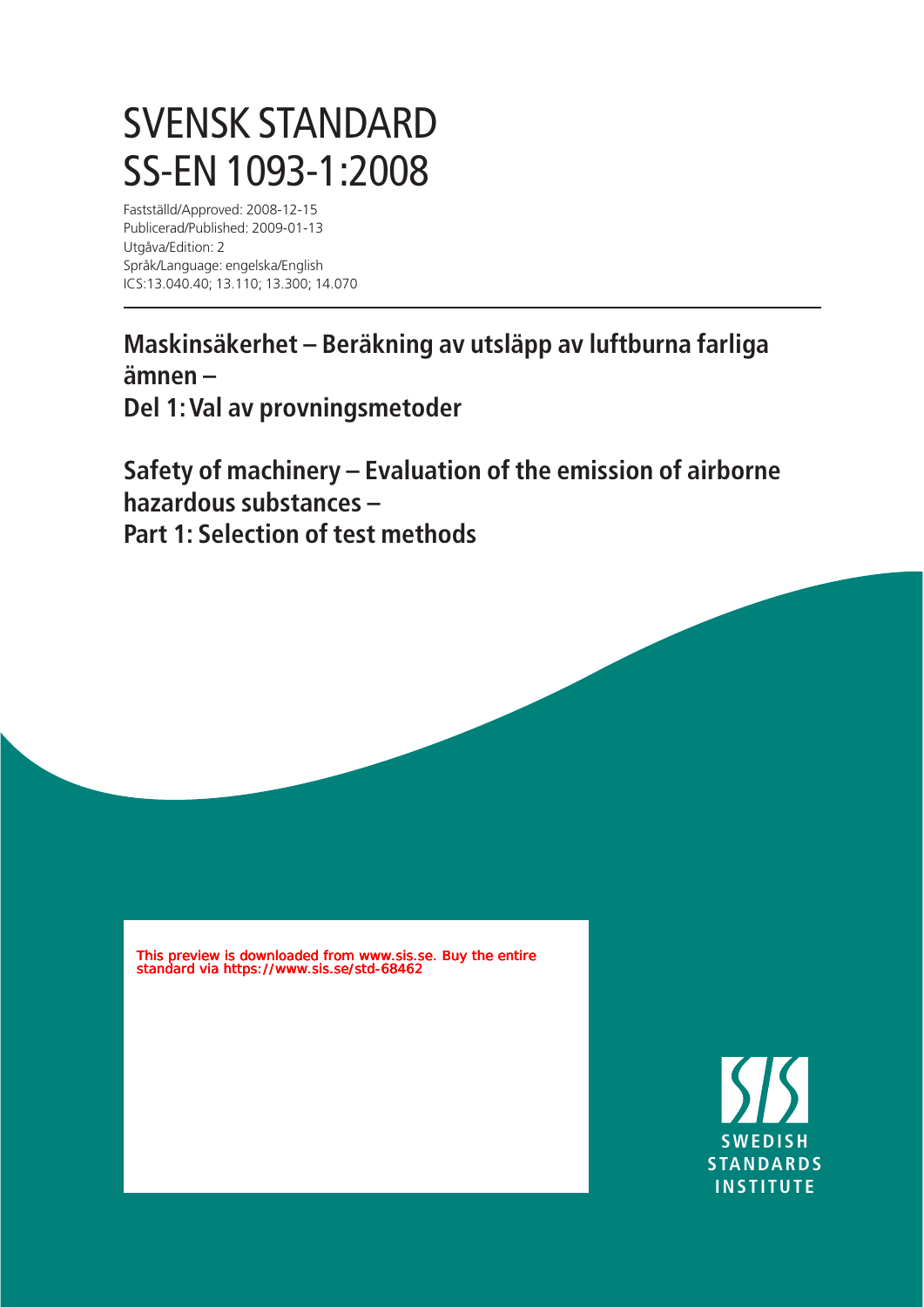# SVENSK STANDARD
# SS-EN 1093-1:2008

Fastställd/Approved: 2008-12-15
Publicerad/Published: 2009-01-13
Utgåva/Edition: 2
Språk/Language: engelska/English
ICS:13.040.40; 13.110; 13.300; 14.070

## Maskinsäkerhet – Beräkning av utsläpp av luftburna farliga ämnen – Del 1: Val av provningsmetoder

## Safety of machinery – Evaluation of the emission of airborne hazardous substances – Part 1: Selection of test methods

This preview is downloaded from www.sis.se. Buy the entire standard via https://www.sis.se/std-68462

SWEDISH STANDARDS INSTITUTE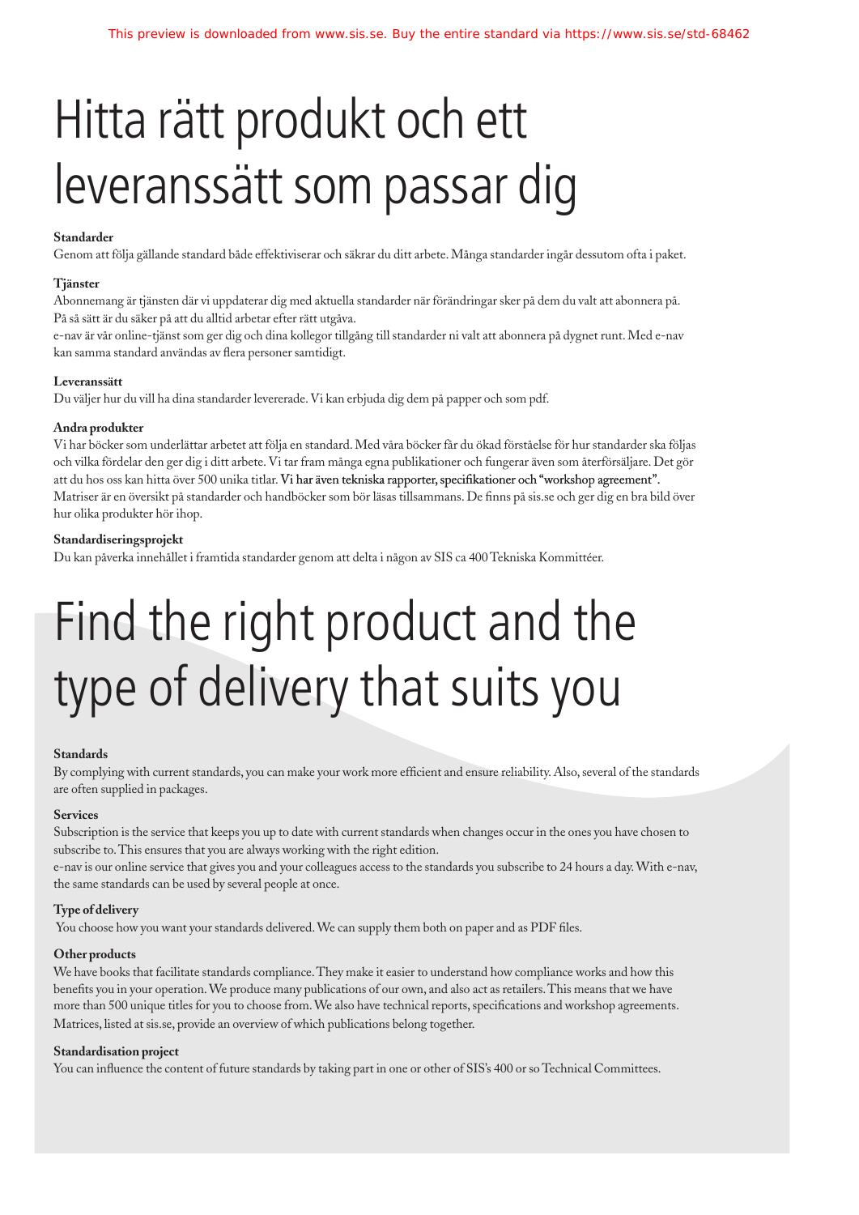# Hitta rätt produkt och ett leveranssätt som passar dig

**Standarder**

Genom att följa gällande standard både effektiviserar och säkrar du ditt arbete. Många standarder ingår dessutom ofta i paket.

**Tjänster**

Abonnemang är tjänsten där vi uppdaterar dig med aktuella standarder när förändringar sker på dem du valt att abonnera på. På så sätt är du säker på att du alltid arbetar efter rätt utgåva.

e-nav är vår online-tjänst som ger dig och dina kollegor tillgång till standarder ni valt att abonnera på dygnet runt. Med e-nav kan samma standard användas av flera personer samtidigt.

**Leveranssätt**

Du väljer hur du vill ha dina standarder levererade. Vi kan erbjuda dig dem på papper och som pdf.

**Andra produkter**

Vi har böcker som underlättar arbetet att följa en standard. Med våra böcker får du ökad förståelse för hur standarder ska följas och vilka fördelar den ger dig i ditt arbete. Vi tar fram många egna publikationer och fungerar även som återförsäljare. Det gör att du hos oss kan hitta över 500 unika titlar. Vi har även tekniska rapporter, specifikationer och "workshop agreement". Matriser är en översikt på standarder och handböcker som bör läsas tillsammans. De finns på sis.se och ger dig en bra bild över hur olika produkter hör ihop.

**Standardiseringsprojekt**

Du kan påverka innehållet i framtida standarder genom att delta i någon av SIS ca 400 Tekniska Kommittéer.

# Find the right product and the type of delivery that suits you

**Standards**

By complying with current standards, you can make your work more efficient and ensure reliability. Also, several of the standards are often supplied in packages.

**Services**

Subscription is the service that keeps you up to date with current standards when changes occur in the ones you have chosen to subscribe to. This ensures that you are always working with the right edition.

e-nav is our online service that gives you and your colleagues access to the standards you subscribe to 24 hours a day. With e-nav, the same standards can be used by several people at once.

**Type of delivery**

You choose how you want your standards delivered. We can supply them both on paper and as PDF files.

**Other products**

We have books that facilitate standards compliance. They make it easier to understand how compliance works and how this benefits you in your operation. We produce many publications of our own, and also act as retailers. This means that we have more than 500 unique titles for you to choose from. We also have technical reports, specifications and workshop agreements. Matrices, listed at sis.se, provide an overview of which publications belong together.

**Standardisation project**

You can influence the content of future standards by taking part in one or other of SIS's 400 or so Technical Committees.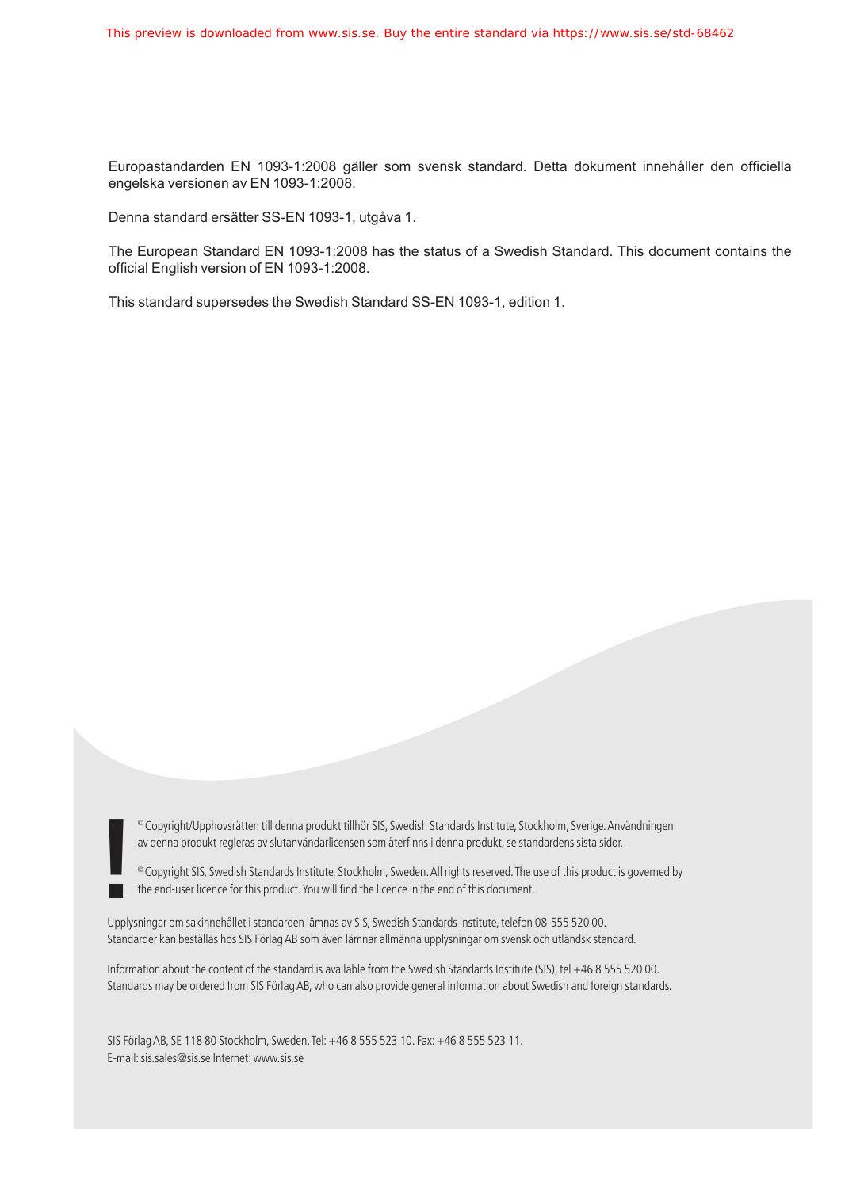Europastandarden EN 1093-1:2008 gäller som svensk standard. Detta dokument innehåller den officiella engelska versionen av EN 1093-1:2008.

Denna standard ersätter SS-EN 1093-1, utgåva 1.

The European Standard EN 1093-1:2008 has the status of a Swedish Standard. This document contains the official English version of EN 1093-1:2008.

This standard supersedes the Swedish Standard SS-EN 1093-1, edition 1.

© Copyright/Upphovsrätten till denna produkt tillhör SIS, Swedish Standards Institute, Stockholm, Sverige. Användningen av denna produkt regleras av slutanvändarlicensen som återfinns i denna produkt, se standardens sista sidor.

© Copyright SIS, Swedish Standards Institute, Stockholm, Sweden. All rights reserved. The use of this product is governed by the end-user licence for this product. You will find the licence in the end of this document.

Upplysningar om sakinnehållet i standarden lämnas av SIS, Swedish Standards Institute, telefon 08-555 520 00.
Standarder kan beställas hos SIS Förlag AB som även lämnar allmänna upplysningar om svensk och utländsk standard.

Information about the content of the standard is available from the Swedish Standards Institute (SIS), tel +46 8 555 520 00.
Standards may be ordered from SIS Förlag AB, who can also provide general information about Swedish and foreign standards.

SIS Förlag AB, SE 118 80 Stockholm, Sweden. Tel: +46 8 555 523 10. Fax: +46 8 555 523 11.
E-mail: sis.sales@sis.se Internet: www.sis.se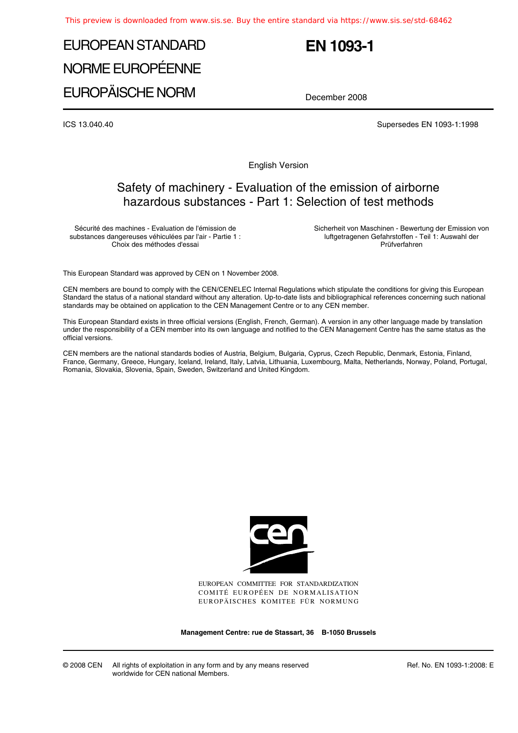# EUROPEAN STANDARD
# NORME EUROPÉENNE
# EUROPÄISCHE NORM

# EN 1093-1

December 2008

ICS 13.040.40

Supersedes EN 1093-1:1998

English Version

## Safety of machinery - Evaluation of the emission of airborne hazardous substances - Part 1: Selection of test methods

Sécurité des machines - Evaluation de l'émission de substances dangereuses véhiculées par l'air - Partie 1 : Choix des méthodes d'essai

Sicherheit von Maschinen - Bewertung der Emission von luftgetragenen Gefahrstoffen - Teil 1: Auswahl der Prüfverfahren

This European Standard was approved by CEN on 1 November 2008.

CEN members are bound to comply with the CEN/CENELEC Internal Regulations which stipulate the conditions for giving this European Standard the status of a national standard without any alteration. Up-to-date lists and bibliographical references concerning such national standards may be obtained on application to the CEN Management Centre or to any CEN member.

This European Standard exists in three official versions (English, French, German). A version in any other language made by translation under the responsibility of a CEN member into its own language and notified to the CEN Management Centre has the same status as the official versions.

CEN members are the national standards bodies of Austria, Belgium, Bulgaria, Cyprus, Czech Republic, Denmark, Estonia, Finland, France, Germany, Greece, Hungary, Iceland, Ireland, Italy, Latvia, Lithuania, Luxembourg, Malta, Netherlands, Norway, Poland, Portugal, Romania, Slovakia, Slovenia, Spain, Sweden, Switzerland and United Kingdom.

EUROPEAN COMMITTEE FOR STANDARDIZATION
COMITÉ EUROPÉEN DE NORMALISATION
EUROPÄISCHES KOMITEE FÜR NORMUNG

**Management Centre: rue de Stassart, 36 B-1050 Brussels**

© 2008 CEN All rights of exploitation in any form and by any means reserved worldwide for CEN national Members.

Ref. No. EN 1093-1:2008: E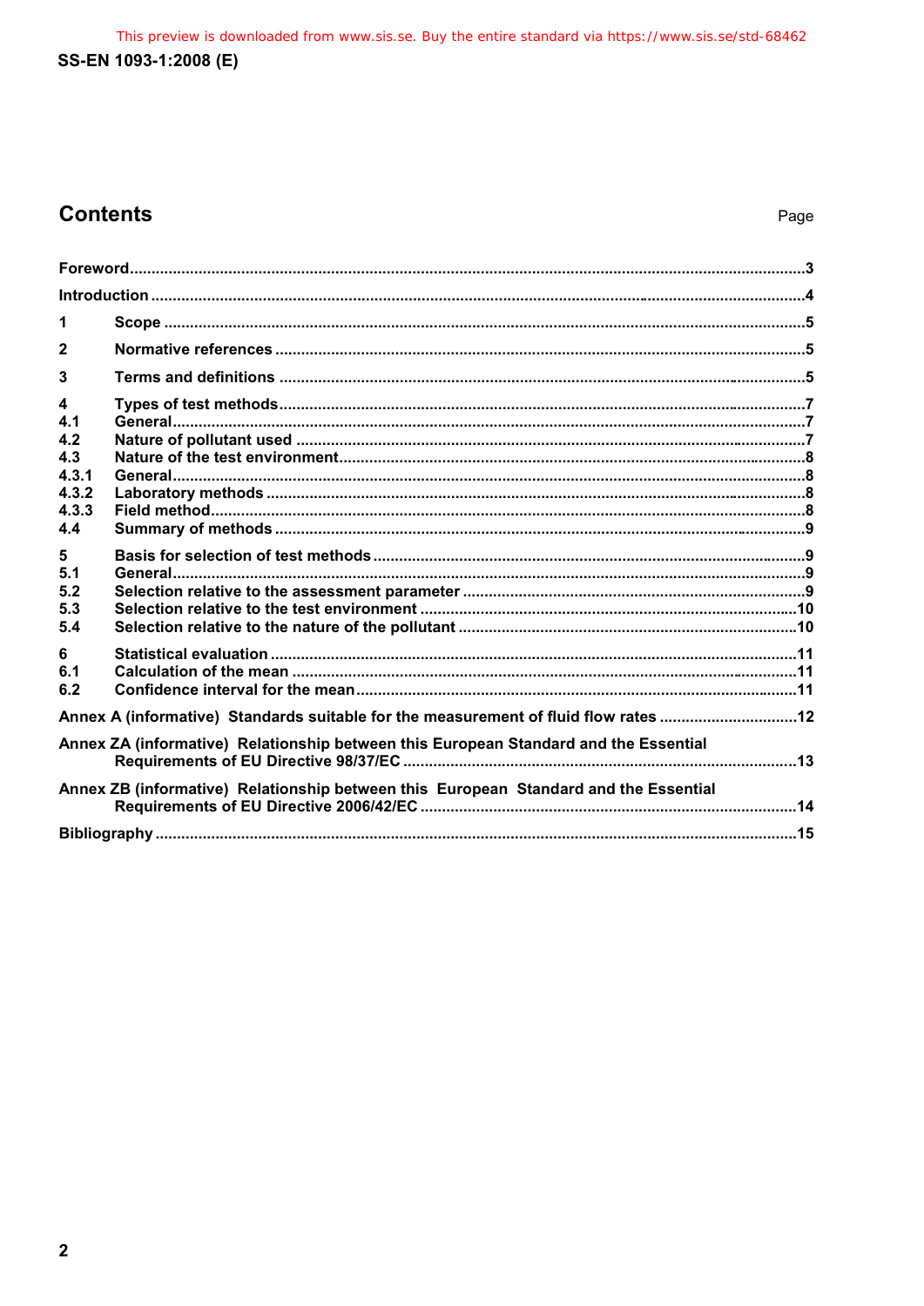## Contents

Page

Foreword ... 3

Introduction ... 4

1 Scope ... 5

2 Normative references ... 5

3 Terms and definitions ... 5

4 Types of test methods ... 7
- 4.1 General ... 7
- 4.2 Nature of pollutant used ... 7
- 4.3 Nature of the test environment ... 8
  - 4.3.1 General ... 8
  - 4.3.2 Laboratory methods ... 8
  - 4.3.3 Field method ... 8
- 4.4 Summary of methods ... 9

5 Basis for selection of test methods ... 9
- 5.1 General ... 9
- 5.2 Selection relative to the assessment parameter ... 9
- 5.3 Selection relative to the test environment ... 10
- 5.4 Selection relative to the nature of the pollutant ... 10

6 Statistical evaluation ... 11
- 6.1 Calculation of the mean ... 11
- 6.2 Confidence interval for the mean ... 11

Annex A (informative) Standards suitable for the measurement of fluid flow rates ... 12

Annex ZA (informative) Relationship between this European Standard and the Essential Requirements of EU Directive 98/37/EC ... 13

Annex ZB (informative) Relationship between this European Standard and the Essential Requirements of EU Directive 2006/42/EC ... 14

Bibliography ... 15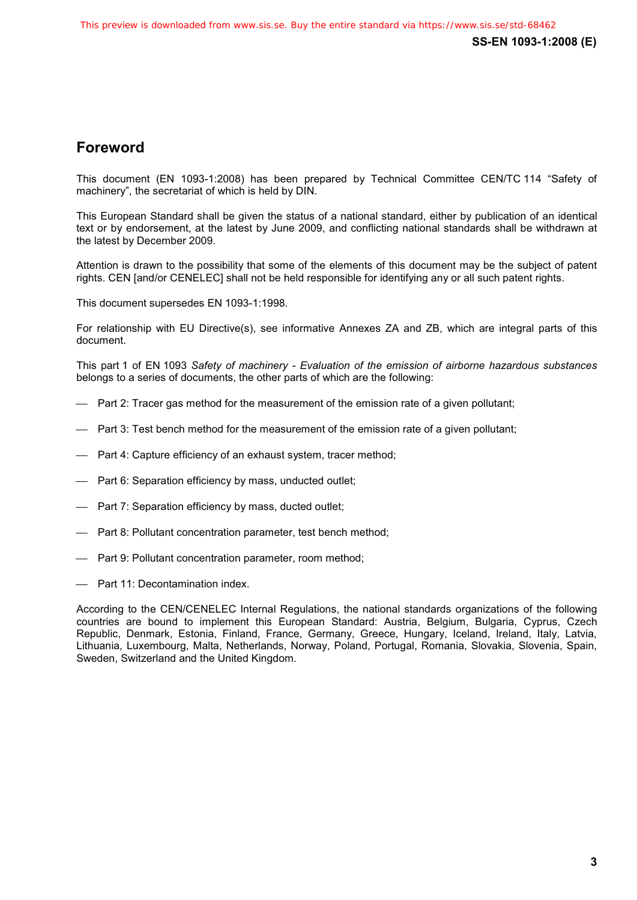## Foreword

This document (EN 1093-1:2008) has been prepared by Technical Committee CEN/TC 114 "Safety of machinery", the secretariat of which is held by DIN.

This European Standard shall be given the status of a national standard, either by publication of an identical text or by endorsement, at the latest by June 2009, and conflicting national standards shall be withdrawn at the latest by December 2009.

Attention is drawn to the possibility that some of the elements of this document may be the subject of patent rights. CEN [and/or CENELEC] shall not be held responsible for identifying any or all such patent rights.

This document supersedes EN 1093-1:1998.

For relationship with EU Directive(s), see informative Annexes ZA and ZB, which are integral parts of this document.

This part 1 of EN 1093 *Safety of machinery - Evaluation of the emission of airborne hazardous substances* belongs to a series of documents, the other parts of which are the following:

- Part 2: Tracer gas method for the measurement of the emission rate of a given pollutant;
- Part 3: Test bench method for the measurement of the emission rate of a given pollutant;
- Part 4: Capture efficiency of an exhaust system, tracer method;
- Part 6: Separation efficiency by mass, unducted outlet;
- Part 7: Separation efficiency by mass, ducted outlet;
- Part 8: Pollutant concentration parameter, test bench method;
- Part 9: Pollutant concentration parameter, room method;
- Part 11: Decontamination index.

According to the CEN/CENELEC Internal Regulations, the national standards organizations of the following countries are bound to implement this European Standard: Austria, Belgium, Bulgaria, Cyprus, Czech Republic, Denmark, Estonia, Finland, France, Germany, Greece, Hungary, Iceland, Ireland, Italy, Latvia, Lithuania, Luxembourg, Malta, Netherlands, Norway, Poland, Portugal, Romania, Slovakia, Slovenia, Spain, Sweden, Switzerland and the United Kingdom.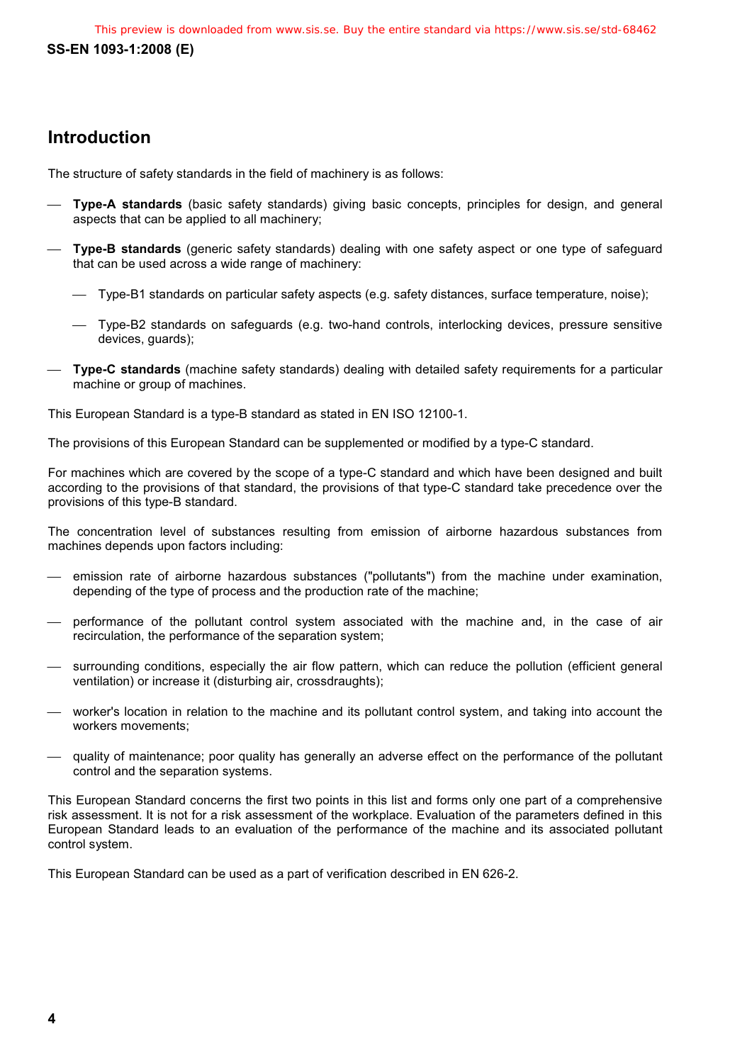## Introduction

The structure of safety standards in the field of machinery is as follows:

- **Type-A standards** (basic safety standards) giving basic concepts, principles for design, and general aspects that can be applied to all machinery;
- **Type-B standards** (generic safety standards) dealing with one safety aspect or one type of safeguard that can be used across a wide range of machinery:
  - Type-B1 standards on particular safety aspects (e.g. safety distances, surface temperature, noise);
  - Type-B2 standards on safeguards (e.g. two-hand controls, interlocking devices, pressure sensitive devices, guards);
- **Type-C standards** (machine safety standards) dealing with detailed safety requirements for a particular machine or group of machines.

This European Standard is a type-B standard as stated in EN ISO 12100-1.

The provisions of this European Standard can be supplemented or modified by a type-C standard.

For machines which are covered by the scope of a type-C standard and which have been designed and built according to the provisions of that standard, the provisions of that type-C standard take precedence over the provisions of this type-B standard.

The concentration level of substances resulting from emission of airborne hazardous substances from machines depends upon factors including:

- emission rate of airborne hazardous substances ("pollutants") from the machine under examination, depending of the type of process and the production rate of the machine;
- performance of the pollutant control system associated with the machine and, in the case of air recirculation, the performance of the separation system;
- surrounding conditions, especially the air flow pattern, which can reduce the pollution (efficient general ventilation) or increase it (disturbing air, crossdraughts);
- worker's location in relation to the machine and its pollutant control system, and taking into account the workers movements;
- quality of maintenance; poor quality has generally an adverse effect on the performance of the pollutant control and the separation systems.

This European Standard concerns the first two points in this list and forms only one part of a comprehensive risk assessment. It is not for a risk assessment of the workplace. Evaluation of the parameters defined in this European Standard leads to an evaluation of the performance of the machine and its associated pollutant control system.

This European Standard can be used as a part of verification described in EN 626-2.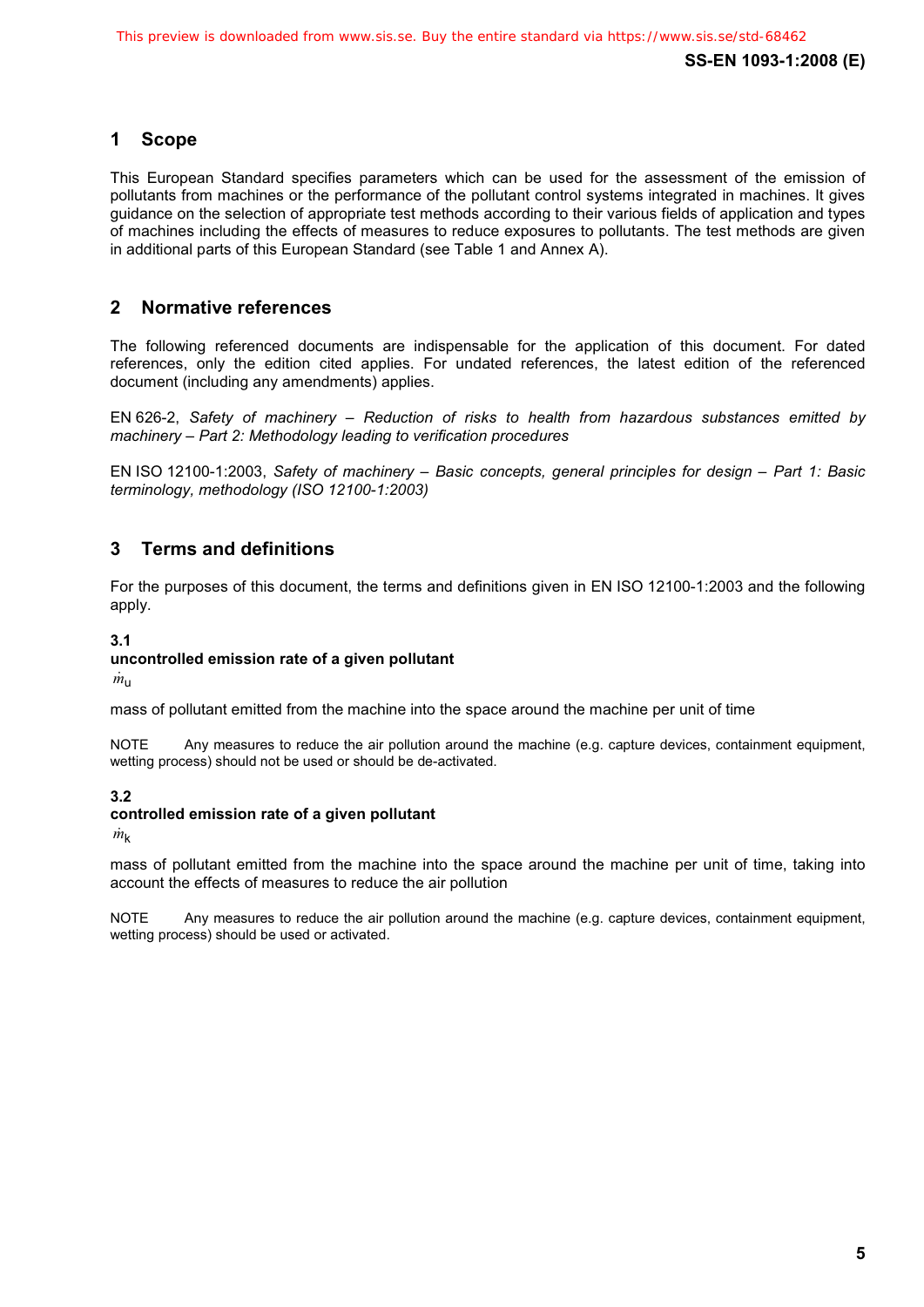## 1 Scope

This European Standard specifies parameters which can be used for the assessment of the emission of pollutants from machines or the performance of the pollutant control systems integrated in machines. It gives guidance on the selection of appropriate test methods according to their various fields of application and types of machines including the effects of measures to reduce exposures to pollutants. The test methods are given in additional parts of this European Standard (see Table 1 and Annex A).

## 2 Normative references

The following referenced documents are indispensable for the application of this document. For dated references, only the edition cited applies. For undated references, the latest edition of the referenced document (including any amendments) applies.

EN 626-2, *Safety of machinery – Reduction of risks to health from hazardous substances emitted by machinery – Part 2: Methodology leading to verification procedures*

EN ISO 12100-1:2003, *Safety of machinery – Basic concepts, general principles for design – Part 1: Basic terminology, methodology (ISO 12100-1:2003)*

## 3 Terms and definitions

For the purposes of this document, the terms and definitions given in EN ISO 12100-1:2003 and the following apply.

**3.1**
**uncontrolled emission rate of a given pollutant**

$\dot{m}_u$

mass of pollutant emitted from the machine into the space around the machine per unit of time

NOTE Any measures to reduce the air pollution around the machine (e.g. capture devices, containment equipment, wetting process) should not be used or should be de-activated.

**3.2**
**controlled emission rate of a given pollutant**

$\dot{m}_k$

mass of pollutant emitted from the machine into the space around the machine per unit of time, taking into account the effects of measures to reduce the air pollution

NOTE Any measures to reduce the air pollution around the machine (e.g. capture devices, containment equipment, wetting process) should be used or activated.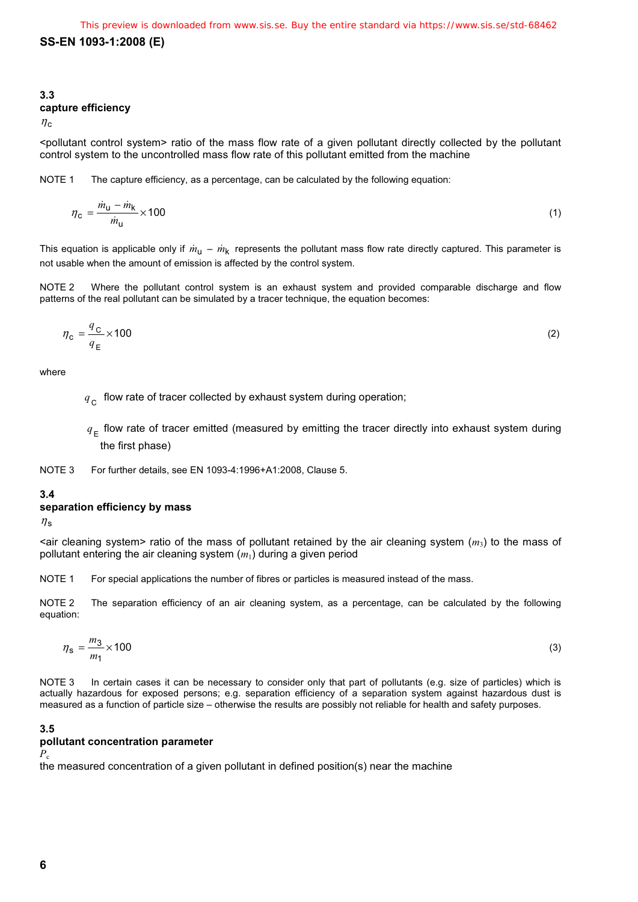### 3.3
**capture efficiency**

$\eta_c$

<pollutant control system> ratio of the mass flow rate of a given pollutant directly collected by the pollutant control system to the uncontrolled mass flow rate of this pollutant emitted from the machine

NOTE 1 The capture efficiency, as a percentage, can be calculated by the following equation:

$$\eta_c = \frac{\dot{m}_u - \dot{m}_k}{\dot{m}_u} \times 100 \quad (1)$$

This equation is applicable only if $\dot{m}_u - \dot{m}_k$ represents the pollutant mass flow rate directly captured. This parameter is not usable when the amount of emission is affected by the control system.

NOTE 2 Where the pollutant control system is an exhaust system and provided comparable discharge and flow patterns of the real pollutant can be simulated by a tracer technique, the equation becomes:

$$\eta_c = \frac{q_C}{q_E} \times 100 \quad (2)$$

where

$q_C$ flow rate of tracer collected by exhaust system during operation;

$q_E$ flow rate of tracer emitted (measured by emitting the tracer directly into exhaust system during the first phase)

NOTE 3 For further details, see EN 1093-4:1996+A1:2008, Clause 5.

### 3.4
**separation efficiency by mass**

$\eta_s$

<air cleaning system> ratio of the mass of pollutant retained by the air cleaning system ($m_3$) to the mass of pollutant entering the air cleaning system ($m_1$) during a given period

NOTE 1 For special applications the number of fibres or particles is measured instead of the mass.

NOTE 2 The separation efficiency of an air cleaning system, as a percentage, can be calculated by the following equation:

$$\eta_s = \frac{m_3}{m_1} \times 100 \quad (3)$$

NOTE 3 In certain cases it can be necessary to consider only that part of pollutants (e.g. size of particles) which is actually hazardous for exposed persons; e.g. separation efficiency of a separation system against hazardous dust is measured as a function of particle size – otherwise the results are possibly not reliable for health and safety purposes.

### 3.5
**pollutant concentration parameter**

$P_c$

the measured concentration of a given pollutant in defined position(s) near the machine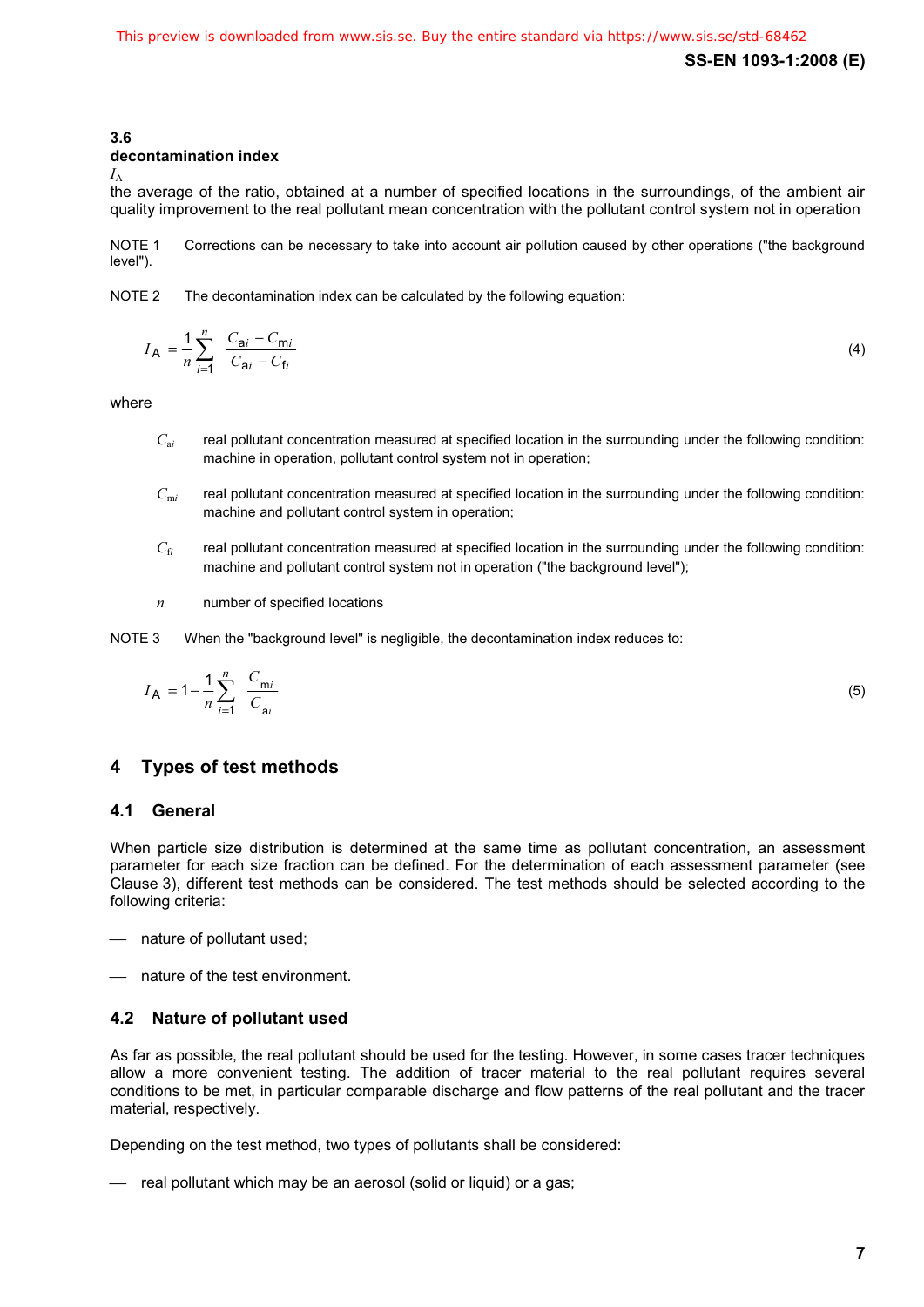### 3.6
**decontamination index**

$I_A$

the average of the ratio, obtained at a number of specified locations in the surroundings, of the ambient air quality improvement to the real pollutant mean concentration with the pollutant control system not in operation

NOTE 1 Corrections can be necessary to take into account air pollution caused by other operations ("the background level").

NOTE 2 The decontamination index can be calculated by the following equation:

$$I_A = \frac{1}{n}\sum_{i=1}^{n} \frac{C_{ai} - C_{mi}}{C_{ai} - C_{fi}} \tag{4}$$

where

$C_{ai}$ real pollutant concentration measured at specified location in the surrounding under the following condition: machine in operation, pollutant control system not in operation;

$C_{mi}$ real pollutant concentration measured at specified location in the surrounding under the following condition: machine and pollutant control system in operation;

$C_{fi}$ real pollutant concentration measured at specified location in the surrounding under the following condition: machine and pollutant control system not in operation ("the background level");

$n$ number of specified locations

NOTE 3 When the "background level" is negligible, the decontamination index reduces to:

$$I_A = 1 - \frac{1}{n}\sum_{i=1}^{n} \frac{C_{mi}}{C_{ai}} \tag{5}$$

## 4 Types of test methods

### 4.1 General

When particle size distribution is determined at the same time as pollutant concentration, an assessment parameter for each size fraction can be defined. For the determination of each assessment parameter (see Clause 3), different test methods can be considered. The test methods should be selected according to the following criteria:

— nature of pollutant used;

— nature of the test environment.

### 4.2 Nature of pollutant used

As far as possible, the real pollutant should be used for the testing. However, in some cases tracer techniques allow a more convenient testing. The addition of tracer material to the real pollutant requires several conditions to be met, in particular comparable discharge and flow patterns of the real pollutant and the tracer material, respectively.

Depending on the test method, two types of pollutants shall be considered:

— real pollutant which may be an aerosol (solid or liquid) or a gas;